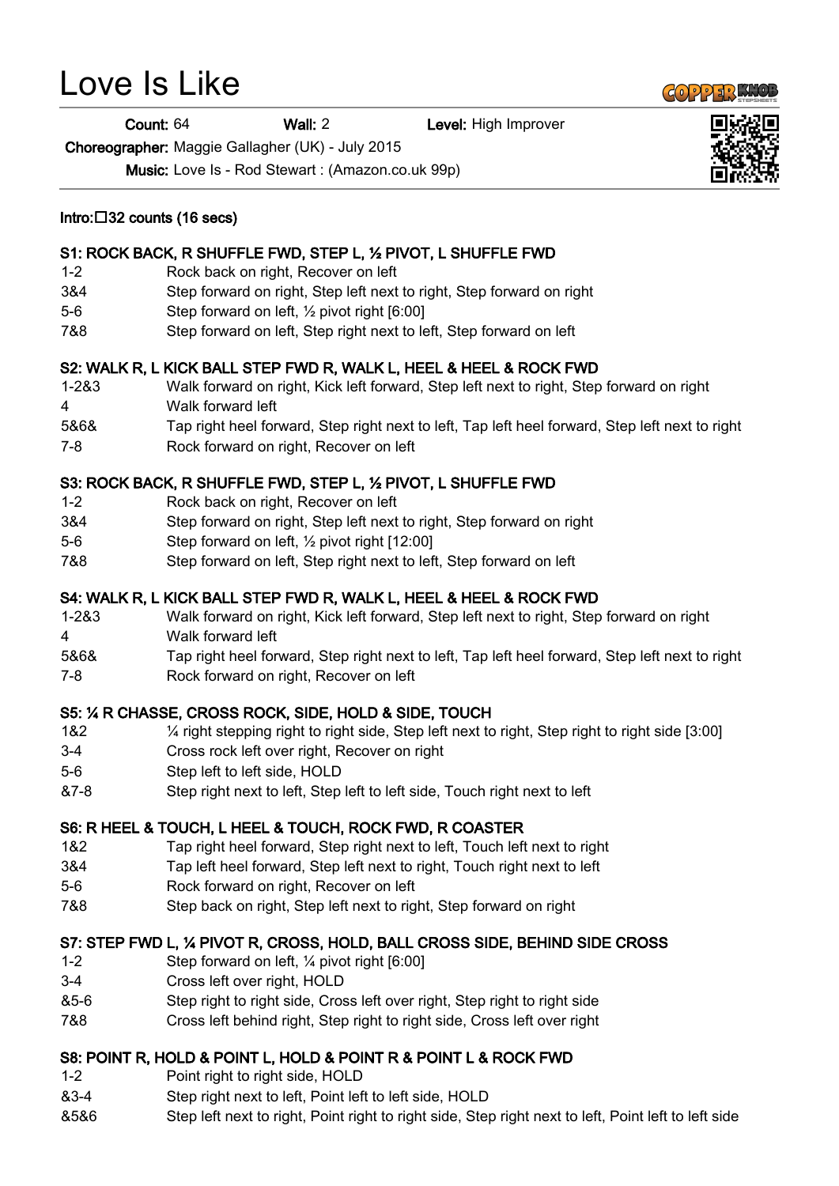# Love Is Like

**Count:** 64 **Wall:** 2 **Level:** High Improver

**Choreographer:** Maggie Gallagher (UK) - July 2015

**Music:** Love Is - Rod Stewart : (Amazon.co.uk 99p)

**Intro: 32 counts (16 secs)**

**S1: ROCK BACK, R SHUFFLE FWD, STEP L, ½ PIVOT, L SHUFFLE FWD**

| | |
|---|---|
| 1-2 | Rock back on right, Recover on left |
| 3&4 | Step forward on right, Step left next to right, Step forward on right |
| 5-6 | Step forward on left, ½ pivot right [6:00] |
| 7&8 | Step forward on left, Step right next to left, Step forward on left |

**S2: WALK R, L KICK BALL STEP FWD R, WALK L, HEEL & HEEL & ROCK FWD**

| | |
|---|---|
| 1-2&3 | Walk forward on right, Kick left forward, Step left next to right, Step forward on right |
| 4 | Walk forward left |
| 5&6& | Tap right heel forward, Step right next to left, Tap left heel forward, Step left next to right |
| 7-8 | Rock forward on right, Recover on left |

**S3: ROCK BACK, R SHUFFLE FWD, STEP L, ½ PIVOT, L SHUFFLE FWD**

| | |
|---|---|
| 1-2 | Rock back on right, Recover on left |
| 3&4 | Step forward on right, Step left next to right, Step forward on right |
| 5-6 | Step forward on left, ½ pivot right [12:00] |
| 7&8 | Step forward on left, Step right next to left, Step forward on left |

**S4: WALK R, L KICK BALL STEP FWD R, WALK L, HEEL & HEEL & ROCK FWD**

| | |
|---|---|
| 1-2&3 | Walk forward on right, Kick left forward, Step left next to right, Step forward on right |
| 4 | Walk forward left |
| 5&6& | Tap right heel forward, Step right next to left, Tap left heel forward, Step left next to right |
| 7-8 | Rock forward on right, Recover on left |

**S5: ¼ R CHASSE, CROSS ROCK, SIDE, HOLD & SIDE, TOUCH**

| | |
|---|---|
| 1&2 | ¼ right stepping right to right side, Step left next to right, Step right to right side [3:00] |
| 3-4 | Cross rock left over right, Recover on right |
| 5-6 | Step left to left side, HOLD |
| &7-8 | Step right next to left, Step left to left side, Touch right next to left |

**S6: R HEEL & TOUCH, L HEEL & TOUCH, ROCK FWD, R COASTER**

| | |
|---|---|
| 1&2 | Tap right heel forward, Step right next to left, Touch left next to right |
| 3&4 | Tap left heel forward, Step left next to right, Touch right next to left |
| 5-6 | Rock forward on right, Recover on left |
| 7&8 | Step back on right, Step left next to right, Step forward on right |

**S7: STEP FWD L, ¼ PIVOT R, CROSS, HOLD, BALL CROSS SIDE, BEHIND SIDE CROSS**

| | |
|---|---|
| 1-2 | Step forward on left, ¼ pivot right [6:00] |
| 3-4 | Cross left over right, HOLD |
| &5-6 | Step right to right side, Cross left over right, Step right to right side |
| 7&8 | Cross left behind right, Step right to right side, Cross left over right |

**S8: POINT R, HOLD & POINT L, HOLD & POINT R & POINT L & ROCK FWD**

| | |
|---|---|
| 1-2 | Point right to right side, HOLD |
| &3-4 | Step right next to left, Point left to left side, HOLD |
| &5&6 | Step left next to right, Point right to right side, Step right next to left, Point left to left side |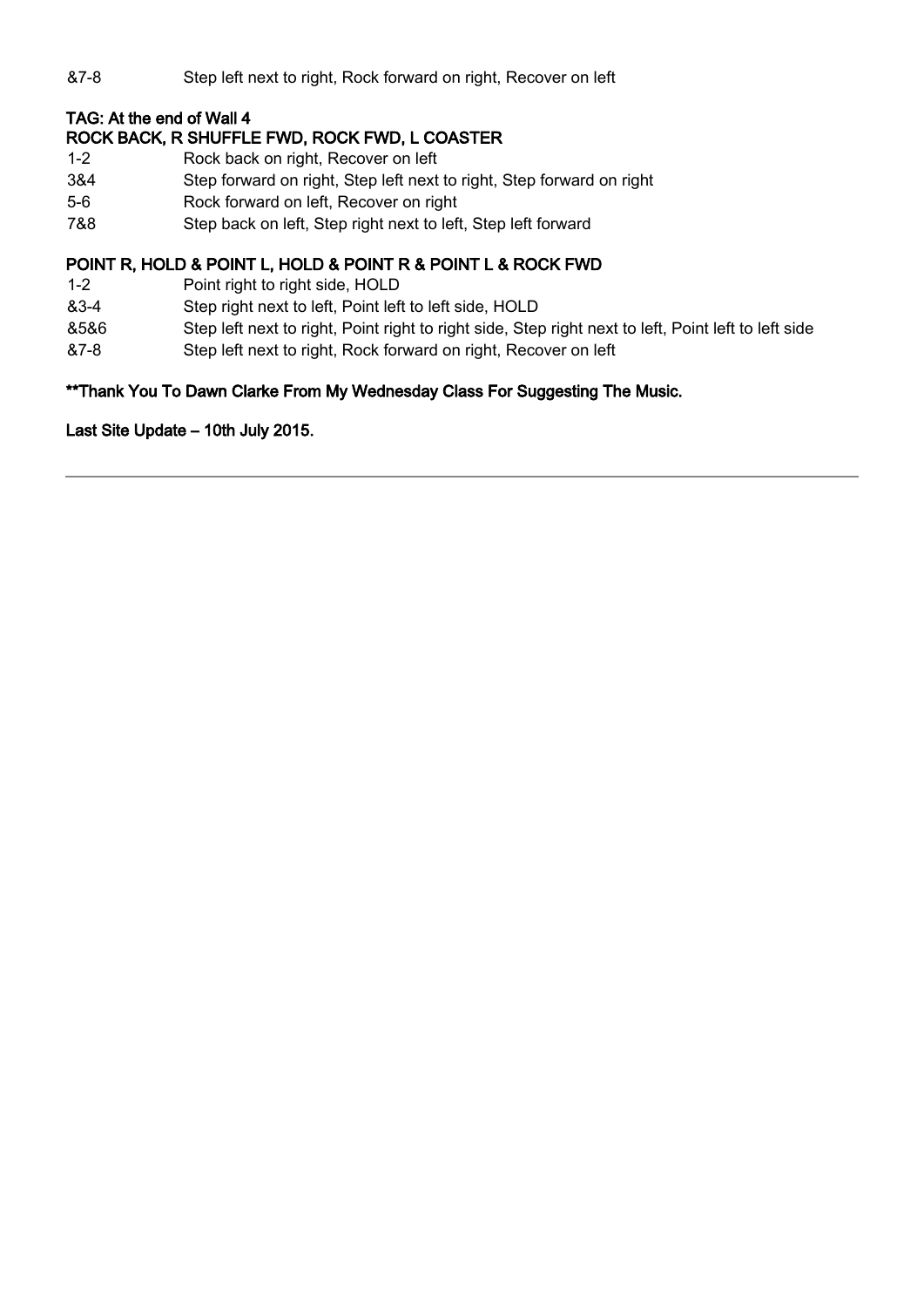| | |
|---|---|
| &7-8 | Step left next to right, Rock forward on right, Recover on left |

**TAG: At the end of Wall 4**

**ROCK BACK, R SHUFFLE FWD, ROCK FWD, L COASTER**

| | |
|---|---|
| 1-2 | Rock back on right, Recover on left |
| 3&4 | Step forward on right, Step left next to right, Step forward on right |
| 5-6 | Rock forward on left, Recover on right |
| 7&8 | Step back on left, Step right next to left, Step left forward |

**POINT R, HOLD & POINT L, HOLD & POINT R & POINT L & ROCK FWD**

| | |
|---|---|
| 1-2 | Point right to right side, HOLD |
| &3-4 | Step right next to left, Point left to left side, HOLD |
| &5&6 | Step left next to right, Point right to right side, Step right next to left, Point left to left side |
| &7-8 | Step left next to right, Rock forward on right, Recover on left |

**\*\*Thank You To Dawn Clarke From My Wednesday Class For Suggesting The Music.**

**Last Site Update – 10th July 2015.**

---